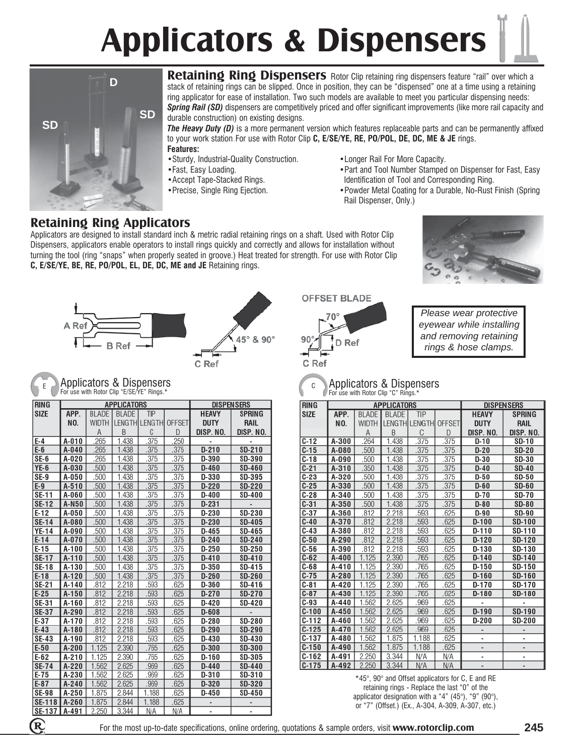# Applicators & Dispensers

## Retaining Ring Dispensers

Rotor Clip retaining ring dispensers feature "rail" over which a stack of retaining rings can be slipped. Once in position, they can be "dispensed" one at a time using a retaining ring applicator for ease of installation. Two such models are available to meet you particular dispensing needs: ***Spring Rail (SD)*** dispensers are competitively priced and offer significant improvements (like more rail capacity and durable construction) on existing designs.

***The Heavy Duty (D)*** is a more permanent version which features replaceable parts and can be permanently affixed to your work station For use with Rotor Clip **C, E/SE/YE, RE, PO/POL, DE, DC, ME & JE** rings.

**Features:**

- Sturdy, Industrial-Quality Construction.
- Fast, Easy Loading.
- Accept Tape-Stacked Rings.
- Precise, Single Ring Ejection.
- Longer Rail For More Capacity.
- Part and Tool Number Stamped on Dispenser for Fast, Easy Identification of Tool and Corresponding Ring.
- Powder Metal Coating for a Durable, No-Rust Finish (Spring Rail Dispenser, Only.)

## Retaining Ring Applicators

Applicators are designed to install standard inch & metric radial retaining rings on a shaft. Used with Rotor Clip Dispensers, applicators enable operators to install rings quickly and correctly and allows for installation without turning the tool (ring "snaps" when properly seated in groove.) Heat treated for strength. For use with Rotor Clip **C, E/SE/YE, BE, RE, PO/POL, EL, DE, DC, ME and JE** Retaining rings.

A Ref, B Ref, C Ref, 45° & 90°

OFFSET BLADE: 70°, 90°, D Ref, C Ref

*Please wear protective eyewear while installing and removing retaining rings & hose clamps.*

### Applicators & Dispensers
For use with Rotor Clip "E/SE/YE" Rings.*

| RING SIZE | APPLICATORS | | | | | DISPENSERS | |
|---|---|---|---|---|---|---|---|
| | APP. NO. | BLADE WIDTH A | BLADE LENGTH B | TIP LENGTH C | OFFSET D | HEAVY DUTY DISP. NO. | SPRING RAIL DISP. NO. |
| E-4 | A-010 | .265 | 1.438 | .375 | .250 | - | - |
| E-6 | A-040 | .265 | 1.438 | .375 | .375 | D-210 | SD-210 |
| SE-6 | A-020 | .265 | 1.438 | .375 | .375 | D-390 | SD-390 |
| YE-6 | A-030 | .500 | 1.438 | .375 | .375 | D-460 | SD-460 |
| SE-9 | A-050 | .500 | 1.438 | .375 | .375 | D-330 | SD-395 |
| E-9 | A-510 | .500 | 1.438 | .375 | .375 | D-220 | SD-220 |
| SE-11 | A-060 | .500 | 1.438 | .375 | .375 | D-400 | SD-400 |
| SE-12 | A-N50 | .500 | 1.438 | .375 | .375 | D-231 | - |
| E-12 | A-050 | .500 | 1.438 | .375 | .375 | D-230 | SD-230 |
| SE-14 | A-080 | .500 | 1.438 | .375 | .375 | D-230 | SD-405 |
| YE-14 | A-090 | .500 | 1.438 | .375 | .375 | D-465 | SD-465 |
| E-14 | A-070 | .500 | 1.438 | .375 | .375 | D-240 | SD-240 |
| E-15 | A-100 | .500 | 1.438 | .375 | .375 | D-250 | SD-250 |
| SE-17 | A-110 | .500 | 1.438 | .375 | .375 | D-410 | SD-410 |
| SE-18 | A-130 | .500 | 1.438 | .375 | .375 | D-350 | SD-415 |
| E-18 | A-120 | .500 | 1.438 | .375 | .375 | D-260 | SD-260 |
| SE-21 | A-140 | .812 | 2.218 | .593 | .625 | D-360 | SD-416 |
| E-25 | A-150 | .812 | 2.218 | .593 | .625 | D-270 | SD-270 |
| SE-31 | A-160 | .812 | 2.218 | .593 | .625 | D-420 | SD-420 |
| SE-37 | A-290 | .812 | 2.218 | .593 | .625 | D-608 | - |
| E-37 | A-170 | .812 | 2.218 | .593 | .625 | D-280 | SD-280 |
| E-43 | A-180 | .812 | 2.218 | .593 | .625 | D-290 | SD-290 |
| SE-43 | A-190 | .812 | 2.218 | .593 | .625 | D-430 | SD-430 |
| E-50 | A-200 | 1.125 | 2.390 | .765 | .625 | D-300 | SD-300 |
| E-62 | A-210 | 1.125 | 2.390 | .765 | .625 | D-160 | SD-305 |
| SE-74 | A-220 | 1.562 | 2.625 | .969 | .625 | D-440 | SD-440 |
| E-75 | A-230 | 1.562 | 2.625 | .969 | .625 | D-310 | SD-310 |
| E-87 | A-240 | 1.562 | 2.625 | .969 | .625 | D-320 | SD-320 |
| SE-98 | A-250 | 1.875 | 2.844 | 1.188 | .625 | D-450 | SD-450 |
| SE-118 | A-260 | 1.875 | 2.844 | 1.188 | .625 | - | - |
| SE-137 | A-491 | 2.250 | 3.344 | N/A | N/A | - | - |

### Applicators & Dispensers
For use with Rotor Clip "C" Rings.*

| RING SIZE | APPLICATORS | | | | | DISPENSERS | |
|---|---|---|---|---|---|---|---|
| | APP. NO. | BLADE WIDTH A | BLADE LENGTH B | TIP LENGTH C | OFFSET D | HEAVY DUTY DISP. NO. | SPRING RAIL DISP. NO. |
| C-12 | A-300 | .264 | 1.438 | .375 | .375 | D-10 | SD-10 |
| C-15 | A-080 | .500 | 1.438 | .375 | .375 | D-20 | SD-20 |
| C-18 | A-090 | .500 | 1.438 | .375 | .375 | D-30 | SD-30 |
| C-21 | A-310 | .350 | 1.438 | .375 | .375 | D-40 | SD-40 |
| C-23 | A-320 | .500 | 1.438 | .375 | .375 | D-50 | SD-50 |
| C-25 | A-330 | .500 | 1.438 | .375 | .375 | D-60 | SD-60 |
| C-28 | A-340 | .500 | 1.438 | .375 | .375 | D-70 | SD-70 |
| C-31 | A-350 | .500 | 1.438 | .375 | .375 | D-80 | SD-80 |
| C-37 | A-360 | .812 | 2.218 | .593 | .625 | D-90 | SD-90 |
| C-40 | A-370 | .812 | 2.218 | .593 | .625 | D-100 | SD-100 |
| C-43 | A-380 | .812 | 2.218 | .593 | .625 | D-110 | SD-110 |
| C-50 | A-290 | .812 | 2.218 | .593 | .625 | D-120 | SD-120 |
| C-56 | A-390 | .812 | 2.218 | .593 | .625 | D-130 | SD-130 |
| C-62 | A-400 | 1.125 | 2.390 | .765 | .625 | D-140 | SD-140 |
| C-68 | A-410 | 1.125 | 2.390 | .765 | .625 | D-150 | SD-150 |
| C-75 | A-280 | 1.125 | 2.390 | .765 | .625 | D-160 | SD-160 |
| C-81 | A-420 | 1.125 | 2.390 | .765 | .625 | D-170 | SD-170 |
| C-87 | A-430 | 1.125 | 2.390 | .765 | .625 | D-180 | SD-180 |
| C-93 | A-440 | 1.562 | 2.625 | .969 | .625 | - | - |
| C-100 | A-450 | 1.562 | 2.625 | .969 | .625 | D-190 | SD-190 |
| C-112 | A-460 | 1.562 | 2.625 | .969 | .625 | D-200 | SD-200 |
| C-125 | A-470 | 1.562 | 2.625 | .969 | .625 | - | - |
| C-137 | A-480 | 1.562 | 1.875 | 1.188 | .625 | - | - |
| C-150 | A-490 | 1.562 | 1.875 | 1.188 | .625 | - | - |
| C-162 | A-491 | 2.250 | 3.344 | N/A | N/A | - | - |
| C-175 | A-492 | 2.250 | 3.344 | N/A | N/A | - | - |

*45°, 90° and Offset applicators for C, E and RE retaining rings - Replace the last "0" of the applicator designation with a "4" (45°), "9" (90°), or "7" (Offset.) (Ex., A-304, A-309, A-307, etc.)

For the most up-to-date specifications, online ordering, quotations & sample orders, visit **www.rotorclip.com**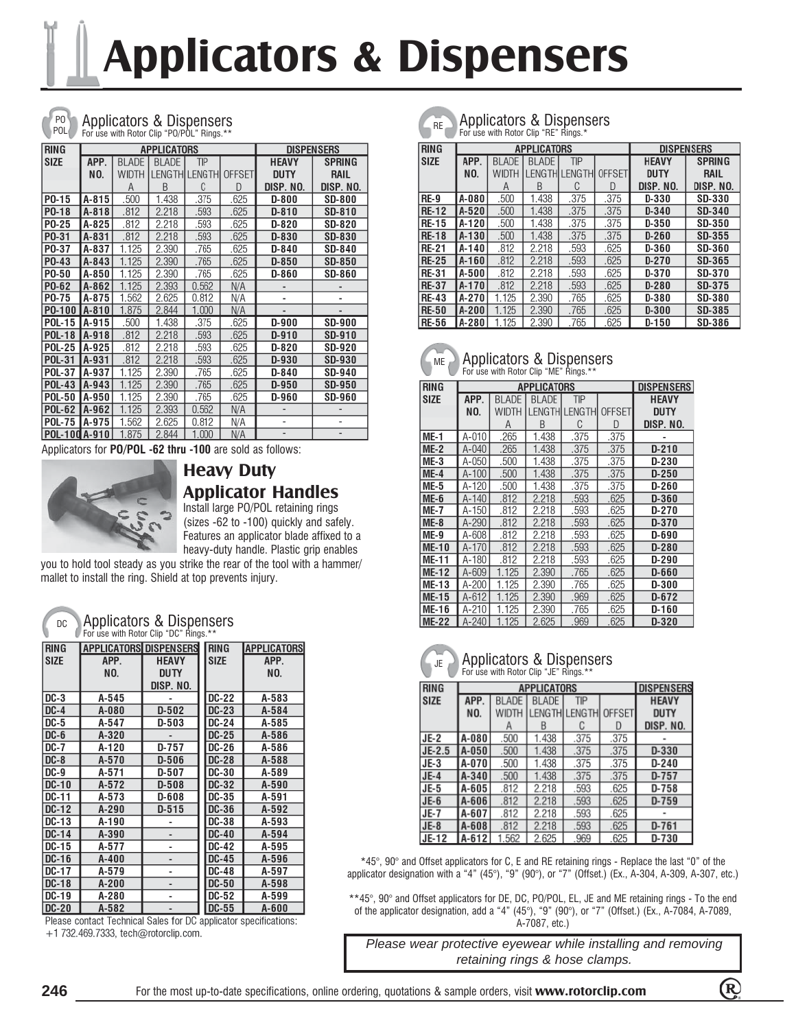# Applicators & Dispensers

## Applicators & Dispensers
For use with Rotor Clip "PO/POL" Rings.**

| RING SIZE | APPLICATORS | | | | | DISPENSERS | |
|---|---|---|---|---|---|---|---|
| | APP. NO. | BLADE WIDTH A | BLADE LENGTH B | TIP LENGTH C | OFFSET D | HEAVY DUTY DISP. NO. | SPRING RAIL DISP. NO. |
| PO-15 | A-815 | .500 | 1.438 | .375 | .625 | D-800 | SD-800 |
| PO-18 | A-818 | .812 | 2.218 | .593 | .625 | D-810 | SD-810 |
| PO-25 | A-825 | .812 | 2.218 | .593 | .625 | D-820 | SD-820 |
| PO-31 | A-831 | .812 | 2.218 | .593 | .625 | D-830 | SD-830 |
| PO-37 | A-837 | 1.125 | 2.390 | .765 | .625 | D-840 | SD-840 |
| PO-43 | A-843 | 1.125 | 2.390 | .765 | .625 | D-850 | SD-850 |
| PO-50 | A-850 | 1.125 | 2.390 | .765 | .625 | D-860 | SD-860 |
| PO-62 | A-862 | 1.125 | 2.393 | 0.562 | N/A | - | - |
| PO-75 | A-875 | 1.562 | 2.625 | 0.812 | N/A | - | - |
| PO-100 | A-810 | 1.875 | 2.844 | 1.000 | N/A | - | - |
| POL-15 | A-915 | .500 | 1.438 | .375 | .625 | D-900 | SD-900 |
| POL-18 | A-918 | .812 | 2.218 | .593 | .625 | D-910 | SD-910 |
| POL-25 | A-925 | .812 | 2.218 | .593 | .625 | D-820 | SD-920 |
| POL-31 | A-931 | .812 | 2.218 | .593 | .625 | D-930 | SD-930 |
| POL-37 | A-937 | 1.125 | 2.390 | .765 | .625 | D-840 | SD-940 |
| POL-43 | A-943 | 1.125 | 2.390 | .765 | .625 | D-950 | SD-950 |
| POL-50 | A-950 | 1.125 | 2.390 | .765 | .625 | D-960 | SD-960 |
| POL-62 | A-962 | 1.125 | 2.393 | 0.562 | N/A | - | - |
| POL-75 | A-975 | 1.562 | 2.625 | 0.812 | N/A | - | - |
| POL-100 | A-910 | 1.875 | 2.844 | 1.000 | N/A | - | - |

Applicators for **PO/POL -62 thru -100** are sold as follows:

### Heavy Duty Applicator Handles

Install large PO/POL retaining rings (sizes -62 to -100) quickly and safely. Features an applicator blade affixed to a heavy-duty handle. Plastic grip enables you to hold tool steady as you strike the rear of the tool with a hammer/mallet to install the ring. Shield at top prevents injury.

## Applicators & Dispensers
For use with Rotor Clip "DC" Rings.**

| RING SIZE | APPLICATORS APP. NO. | DISPENSERS HEAVY DUTY DISP. NO. | RING SIZE | APPLICATORS APP. NO. |
|---|---|---|---|---|
| DC-3 | A-545 | - | DC-22 | A-583 |
| DC-4 | A-080 | D-502 | DC-23 | A-584 |
| DC-5 | A-547 | D-503 | DC-24 | A-585 |
| DC-6 | A-320 | - | DC-25 | A-586 |
| DC-7 | A-120 | D-757 | DC-26 | A-586 |
| DC-8 | A-570 | D-506 | DC-28 | A-588 |
| DC-9 | A-571 | D-507 | DC-30 | A-589 |
| DC-10 | A-572 | D-508 | DC-32 | A-590 |
| DC-11 | A-573 | D-608 | DC-35 | A-591 |
| DC-12 | A-290 | D-515 | DC-36 | A-592 |
| DC-13 | A-190 | - | DC-38 | A-593 |
| DC-14 | A-390 | - | DC-40 | A-594 |
| DC-15 | A-577 | - | DC-42 | A-595 |
| DC-16 | A-400 | - | DC-45 | A-596 |
| DC-17 | A-579 | - | DC-48 | A-597 |
| DC-18 | A-200 | - | DC-50 | A-598 |
| DC-19 | A-280 | - | DC-52 | A-599 |
| DC-20 | A-582 | - | DC-55 | A-600 |

Please contact Technical Sales for DC applicator specifications: +1 732.469.7333, tech@rotorclip.com.

## Applicators & Dispensers
For use with Rotor Clip "RE" Rings.*

| RING SIZE | APPLICATORS | | | | | DISPENSERS | |
|---|---|---|---|---|---|---|---|
| | APP. NO. | BLADE WIDTH A | BLADE LENGTH B | TIP LENGTH C | OFFSET D | HEAVY DUTY DISP. NO. | SPRING RAIL DISP. NO. |
| RE-9 | A-080 | .500 | 1.438 | .375 | .375 | D-330 | SD-330 |
| RE-12 | A-520 | .500 | 1.438 | .375 | .375 | D-340 | SD-340 |
| RE-15 | A-120 | .500 | 1.438 | .375 | .375 | D-350 | SD-350 |
| RE-18 | A-130 | .500 | 1.438 | .375 | .375 | D-260 | SD-355 |
| RE-21 | A-140 | .812 | 2.218 | .593 | .625 | D-360 | SD-360 |
| RE-25 | A-160 | .812 | 2.218 | .593 | .625 | D-270 | SD-365 |
| RE-31 | A-500 | .812 | 2.218 | .593 | .625 | D-370 | SD-370 |
| RE-37 | A-170 | .812 | 2.218 | .593 | .625 | D-280 | SD-375 |
| RE-43 | A-270 | 1.125 | 2.390 | .765 | .625 | D-380 | SD-380 |
| RE-50 | A-200 | 1.125 | 2.390 | .765 | .625 | D-300 | SD-385 |
| RE-56 | A-280 | 1.125 | 2.390 | .765 | .625 | D-150 | SD-386 |

## Applicators & Dispensers
For use with Rotor Clip "ME" Rings.**

| RING SIZE | APPLICATORS | | | | | DISPENSERS |
|---|---|---|---|---|---|---|
| | APP. NO. | BLADE WIDTH A | BLADE LENGTH B | TIP LENGTH C | OFFSET D | HEAVY DUTY DISP. NO. |
| ME-1 | A-010 | .265 | 1.438 | .375 | .375 | - |
| ME-2 | A-040 | .265 | 1.438 | .375 | .375 | D-210 |
| ME-3 | A-050 | .500 | 1.438 | .375 | .375 | D-230 |
| ME-4 | A-100 | .500 | 1.438 | .375 | .375 | D-250 |
| ME-5 | A-120 | .500 | 1.438 | .375 | .375 | D-260 |
| ME-6 | A-140 | .812 | 2.218 | .593 | .625 | D-360 |
| ME-7 | A-150 | .812 | 2.218 | .593 | .625 | D-270 |
| ME-8 | A-290 | .812 | 2.218 | .593 | .625 | D-370 |
| ME-9 | A-608 | .812 | 2.218 | .593 | .625 | D-690 |
| ME-10 | A-170 | .812 | 2.218 | .593 | .625 | D-280 |
| ME-11 | A-180 | .812 | 2.218 | .593 | .625 | D-290 |
| ME-12 | A-609 | 1.125 | 2.390 | .765 | .625 | D-660 |
| ME-13 | A-200 | 1.125 | 2.390 | .765 | .625 | D-300 |
| ME-15 | A-612 | 1.125 | 2.390 | .969 | .625 | D-672 |
| ME-16 | A-210 | 1.125 | 2.390 | .765 | .625 | D-160 |
| ME-22 | A-240 | 1.125 | 2.625 | .969 | .625 | D-320 |

## Applicators & Dispensers
For use with Rotor Clip "JE" Rings.**

| RING SIZE | APPLICATORS | | | | | DISPENSERS |
|---|---|---|---|---|---|---|
| | APP. NO. | BLADE WIDTH A | BLADE LENGTH B | TIP LENGTH C | OFFSET D | HEAVY DUTY DISP. NO. |
| JE-2 | A-080 | .500 | 1.438 | .375 | .375 | - |
| JE-2.5 | A-050 | .500 | 1.438 | .375 | .375 | D-330 |
| JE-3 | A-070 | .500 | 1.438 | .375 | .375 | D-240 |
| JE-4 | A-340 | .500 | 1.438 | .375 | .375 | D-757 |
| JE-5 | A-605 | .812 | 2.218 | .593 | .625 | D-758 |
| JE-6 | A-606 | .812 | 2.218 | .593 | .625 | D-759 |
| JE-7 | A-607 | .812 | 2.218 | .593 | .625 | - |
| JE-8 | A-608 | .812 | 2.218 | .593 | .625 | D-761 |
| JE-12 | A-612 | 1.562 | 2.625 | .969 | .625 | D-730 |

*45°, 90° and Offset applicators for C, E and RE retaining rings - Replace the last "0" of the applicator designation with a "4" (45°), "9" (90°), or "7" (Offset.) (Ex., A-304, A-309, A-307, etc.)

**45°, 90° and Offset applicators for DE, DC, PO/POL, EL, JE and ME retaining rings - To the end of the applicator designation, add a "4" (45°), "9" (90°), or "7" (Offset.) (Ex., A-7084, A-7089, A-7087, etc.)

*Please wear protective eyewear while installing and removing retaining rings & hose clamps.*

For the most up-to-date specifications, online ordering, quotations & sample orders, visit **www.rotorclip.com**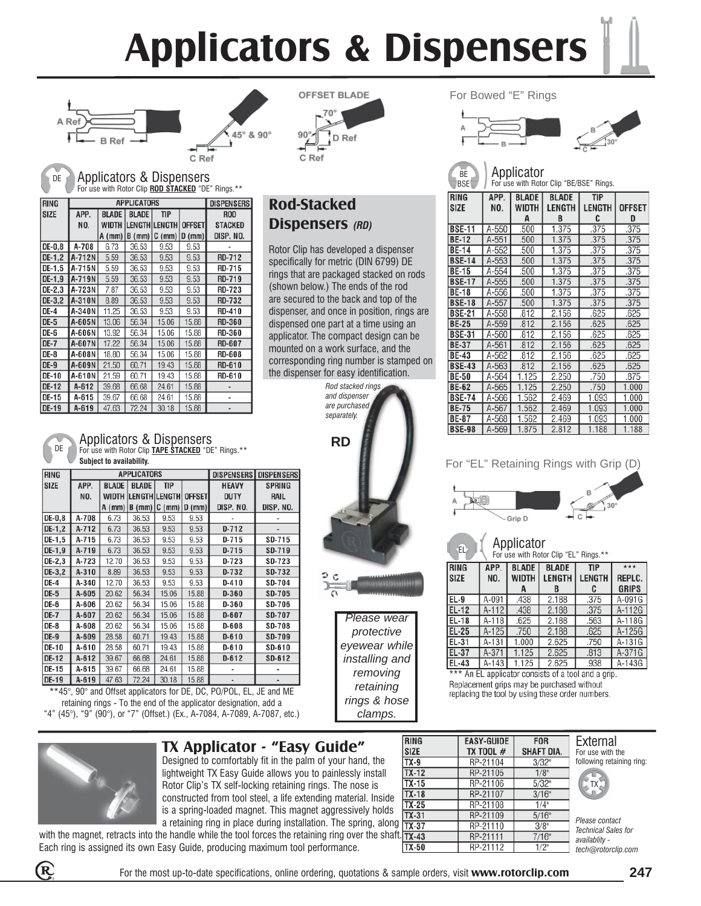# Applicators & Dispensers

A Ref
B Ref
45° & 90°
C Ref

OFFSET BLADE
70°
90°
D Ref
C Ref

## Applicators & Dispensers

For use with Rotor Clip **ROD STACKED** "DE" Rings.**

| RING SIZE | APPLICATORS | | | | | DISPENSERS |
|---|---|---|---|---|---|---|
| | APP. NO. | BLADE WIDTH A (mm) | BLADE LENGTH B (mm) | TIP LENGTH C (mm) | OFFSET D (mm) | ROD STACKED DISP. NO. |
| DE-0,8 | A-708 | 6.73 | 36.53 | 9.53 | 9.53 | - |
| DE-1,2 | A-712N | 5.59 | 36.53 | 9.53 | 9.53 | RD-712 |
| DE-1,5 | A-715N | 5.59 | 36.53 | 9.53 | 9.53 | RD-715 |
| DE-1,9 | A-719N | 5.59 | 36.53 | 9.53 | 9.53 | RD-719 |
| DE-2,3 | A-723N | 7.87 | 36.53 | 9.53 | 9.53 | RD-723 |
| DE-3,2 | A-310N | 8.89 | 36.53 | 9.53 | 9.53 | RD-732 |
| DE-4 | A-340N | 11.25 | 36.53 | 9.53 | 9.53 | RD-410 |
| DE-5 | A-605N | 13.06 | 56.34 | 15.06 | 15.88 | RD-360 |
| DE-6 | A-606N | 13.92 | 56.34 | 15.06 | 15.88 | RD-360 |
| DE-7 | A-607N | 17.22 | 56.34 | 15.06 | 15.88 | RD-607 |
| DE-8 | A-608N | 16.80 | 56.34 | 15.06 | 15.88 | RD-608 |
| DE-9 | A-609N | 21.50 | 60.71 | 19.43 | 15.88 | RD-610 |
| DE-10 | A-610N | 21.59 | 60.71 | 19.43 | 15.88 | RD-610 |
| DE-12 | A-612 | 39.68 | 66.68 | 24.61 | 15.88 | - |
| DE-15 | A-615 | 39.67 | 66.68 | 24.61 | 15.88 | - |
| DE-19 | A-619 | 47.63 | 72.24 | 30.18 | 15.88 | - |

## Applicators & Dispensers

For use with Rotor Clip **TAPE STACKED** "DE" Rings.**
**Subject to availability.**

| RING SIZE | APPLICATORS | | | | | DISPENSERS | DISPENSERS |
|---|---|---|---|---|---|---|---|
| | APP. NO. | BLADE WIDTH A (mm) | BLADE LENGTH B (mm) | TIP LENGTH C (mm) | OFFSET D (mm) | HEAVY DUTY DISP. NO. | SPRING RAIL DISP. NO. |
| DE-0,8 | A-708 | 6.73 | 36.53 | 9.53 | 9.53 | - | - |
| DE-1,2 | A-712 | 6.73 | 36.53 | 9.53 | 9.53 | D-712 | - |
| DE-1,5 | A-715 | 6.73 | 36.53 | 9.53 | 9.53 | D-715 | SD-715 |
| DE-1,9 | A-719 | 6.73 | 36.53 | 9.53 | 9.53 | D-715 | SD-719 |
| DE-2,3 | A-723 | 12.70 | 36.53 | 9.53 | 9.53 | D-723 | SD-723 |
| DE-3,2 | A-310 | 8.89 | 36.53 | 9.53 | 9.53 | D-732 | SD-732 |
| DE-4 | A-340 | 12.70 | 36.53 | 9.53 | 9.53 | D-410 | SD-704 |
| DE-5 | A-605 | 20.62 | 56.34 | 15.06 | 15.88 | D-360 | SD-705 |
| DE-6 | A-606 | 20.62 | 56.34 | 15.06 | 15.88 | D-360 | SD-706 |
| DE-7 | A-607 | 20.62 | 56.34 | 15.06 | 15.88 | D-607 | SD-707 |
| DE-8 | A-608 | 20.62 | 56.34 | 15.06 | 15.88 | D-608 | SD-708 |
| DE-9 | A-609 | 28.58 | 60.71 | 19.43 | 15.88 | D-610 | SD-709 |
| DE-10 | A-610 | 28.58 | 60.71 | 19.43 | 15.88 | D-610 | SD-610 |
| DE-12 | A-612 | 39.67 | 66.68 | 24.61 | 15.88 | D-612 | SD-612 |
| DE-15 | A-615 | 39.67 | 66.68 | 24.61 | 15.88 | - | - |
| DE-19 | A-619 | 47.63 | 72.24 | 30.18 | 15.88 | - | - |

**45°, 90° and Offset applicators for DE, DC, PO/POL, EL, JE and ME retaining rings - To the end of the applicator designation, add a "4" (45°), "9" (90°), or "7" (Offset.) (Ex., A-7084, A-7089, A-7087, etc.)

## Rod-Stacked Dispensers *(RD)*

Rotor Clip has developed a dispenser specifically for metric (DIN 6799) DE rings that are packaged stacked on rods (shown below.) The ends of the rod are secured to the back and top of the dispenser, and once in position, rings are dispensed one part at a time using an applicator. The compact design can be mounted on a work surface, and the corresponding ring number is stamped on the dispenser for easy identification.

*Rod stacked rings and dispenser are purchased separately.*

**RD**

*Please wear protective eyewear while installing and removing retaining rings & hose clamps.*

For Bowed "E" Rings

## Applicator

For use with Rotor Clip "BE/BSE" Rings.

| RING SIZE | APP. NO. | BLADE WIDTH A | BLADE LENGTH B | TIP LENGTH C | OFFSET D |
|---|---|---|---|---|---|
| BSE-11 | A-550 | .500 | 1.375 | .375 | .375 |
| BE-12 | A-551 | .500 | 1.375 | .375 | .375 |
| BE-14 | A-552 | .500 | 1.375 | .375 | .375 |
| BSE-14 | A-553 | .500 | 1.375 | .375 | .375 |
| BE-15 | A-554 | .500 | 1.375 | .375 | .375 |
| BSE-17 | A-555 | .500 | 1.375 | .375 | .375 |
| BE-18 | A-556 | .500 | 1.375 | .375 | .375 |
| BSE-18 | A-557 | .500 | 1.375 | .375 | .375 |
| BSE-21 | A-558 | .812 | 2.156 | .625 | .625 |
| BE-25 | A-559 | .812 | 2.156 | .625 | .625 |
| BSE-31 | A-560 | .812 | 2.156 | .625 | .625 |
| BE-37 | A-561 | .812 | 2.156 | .625 | .625 |
| BE-43 | A-562 | .812 | 2.156 | .625 | .625 |
| BSE-43 | A-563 | .812 | 2.156 | .625 | .625 |
| BE-50 | A-564 | 1.125 | 2.250 | .750 | .875 |
| BE-62 | A-565 | 1.125 | 2.250 | .750 | 1.000 |
| BSE-74 | A-566 | 1.562 | 2.469 | 1.093 | 1.000 |
| BE-75 | A-567 | 1.562 | 2.469 | 1.093 | 1.000 |
| BE-87 | A-568 | 1.562 | 2.469 | 1.093 | 1.000 |
| BSE-98 | A-569 | 1.875 | 2.812 | 1.188 | 1.188 |

For "EL" Retaining Rings with Grip (D)

## Applicator

For use with Rotor Clip "EL" Rings.**

| RING SIZE | APP. NO. | BLADE WIDTH A | BLADE LENGTH B | TIP LENGTH C | *** REPLC. GRIPS |
|---|---|---|---|---|---|
| EL-9 | A-091 | .438 | 2.188 | .375 | A-091G |
| EL-12 | A-112 | .438 | 2.188 | .375 | A-112G |
| EL-18 | A-118 | .625 | 2.188 | .563 | A-118G |
| EL-25 | A-125 | .750 | 2.188 | .625 | A-125G |
| EL-31 | A-131 | 1.000 | 2.625 | .750 | A-131G |
| EL-37 | A-371 | 1.125 | 2.625 | .813 | A-371G |
| EL-43 | A-143 | 1.125 | 2.625 | .938 | A-143G |

*** An EL applicator consists of a tool and a grip. Replacement grips may be purchased without replacing the tool by using these order numbers.

## TX Applicator - "Easy Guide"

Designed to comfortably fit in the palm of your hand, the lightweight TX Easy Guide allows you to painlessly install Rotor Clip's TX self-locking retaining rings. The nose is constructed from tool steel, a life extending material. Inside is a spring-loaded magnet. This magnet aggressively holds a retaining ring in place during installation. The spring, along with the magnet, retracts into the handle while the tool forces the retaining ring over the shaft. Each ring is assigned its own Easy Guide, producing maximum tool performance.

| RING SIZE | EASY-GUIDE TX TOOL # | FOR SHAFT DIA. |
|---|---|---|
| TX-9 | RP-21104 | 3/32" |
| TX-12 | RP-21105 | 1/8" |
| TX-15 | RP-21106 | 5/32" |
| TX-18 | RP-21107 | 3/16" |
| TX-25 | RP-21108 | 1/4" |
| TX-31 | RP-21109 | 5/16" |
| TX-37 | RP-21110 | 3/8" |
| TX-43 | RP-21111 | 7/16" |
| TX-50 | RP-21112 | 1/2" |

External
For use with the following retaining ring:

*Please contact Technical Sales for availablity - tech@rotorclip.com*

For the most up-to-date specifications, online ordering, quotations & sample orders, visit **www.rotorclip.com**